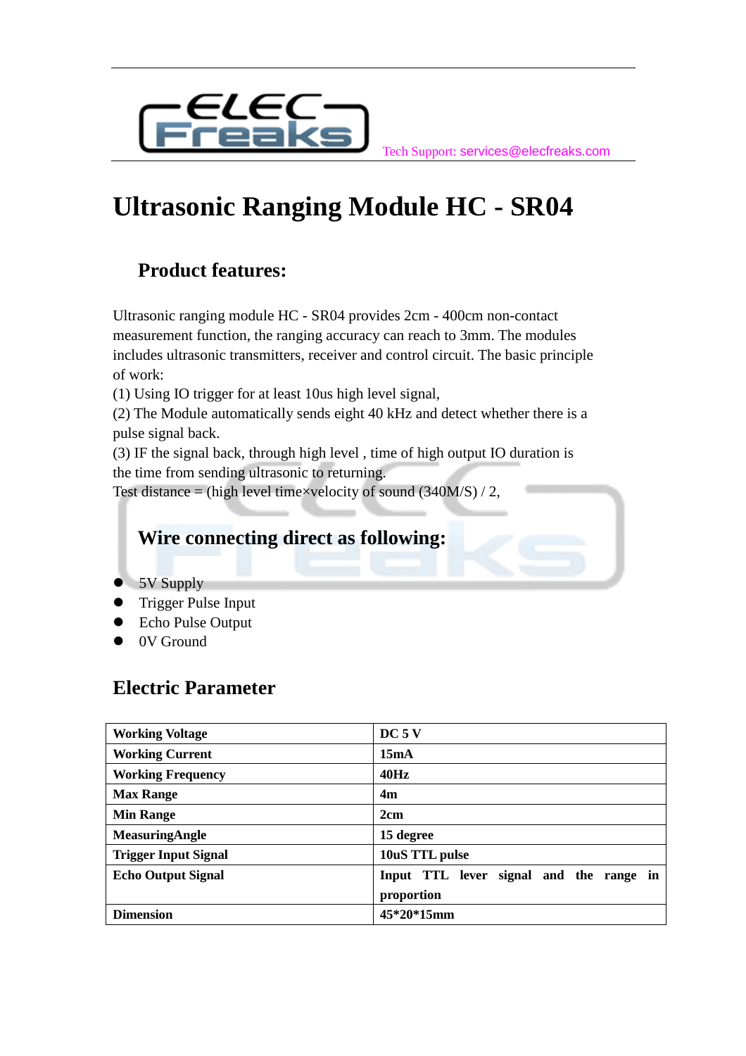Tech Support: services@elecfreaks.com

# Ultrasonic Ranging Module HC - SR04

## Product features:

Ultrasonic ranging module HC - SR04 provides 2cm - 400cm non-contact measurement function, the ranging accuracy can reach to 3mm. The modules includes ultrasonic transmitters, receiver and control circuit. The basic principle of work:

(1) Using IO trigger for at least 10us high level signal,

(2) The Module automatically sends eight 40 kHz and detect whether there is a pulse signal back.

(3) IF the signal back, through high level , time of high output IO duration is the time from sending ultrasonic to returning.

Test distance = (high level time×velocity of sound (340M/S) / 2,

## Wire connecting direct as following:

- 5V Supply
- Trigger Pulse Input
- Echo Pulse Output
- 0V Ground

## Electric Parameter

| | |
|---|---|
| **Working Voltage** | **DC 5 V** |
| **Working Current** | **15mA** |
| **Working Frequency** | **40Hz** |
| **Max Range** | **4m** |
| **Min Range** | **2cm** |
| **MeasuringAngle** | **15 degree** |
| **Trigger Input Signal** | **10uS TTL pulse** |
| **Echo Output Signal** | **Input TTL lever signal and the range in proportion** |
| **Dimension** | **45*20*15mm** |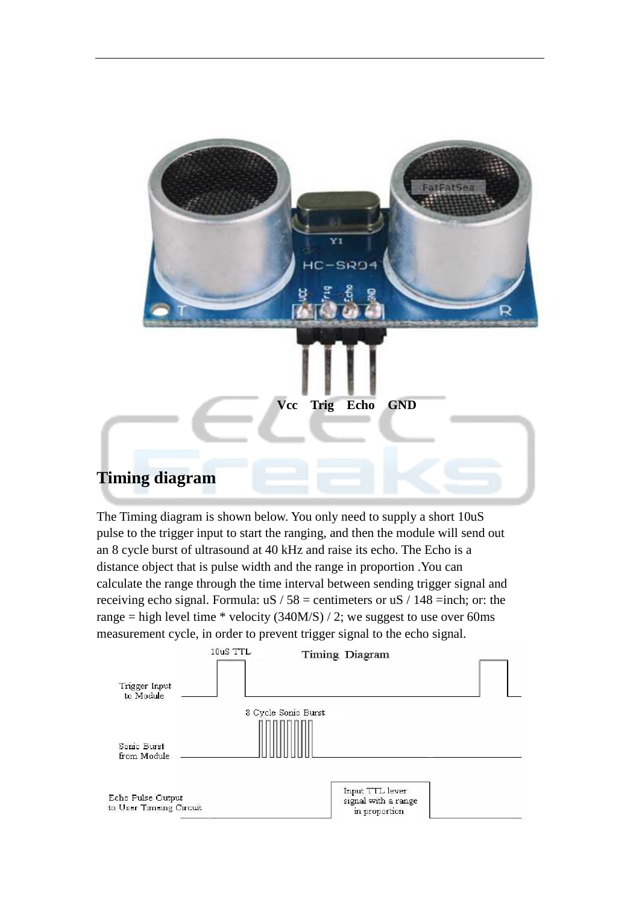Vcc Trig Echo GND

## Timing diagram

The Timing diagram is shown below. You only need to supply a short 10uS pulse to the trigger input to start the ranging, and then the module will send out an 8 cycle burst of ultrasound at 40 kHz and raise its echo. The Echo is a distance object that is pulse width and the range in proportion .You can calculate the range through the time interval between sending trigger signal and receiving echo signal. Formula: uS / 58 = centimeters or uS / 148 =inch; or: the range = high level time * velocity (340M/S) / 2; we suggest to use over 60ms measurement cycle, in order to prevent trigger signal to the echo signal.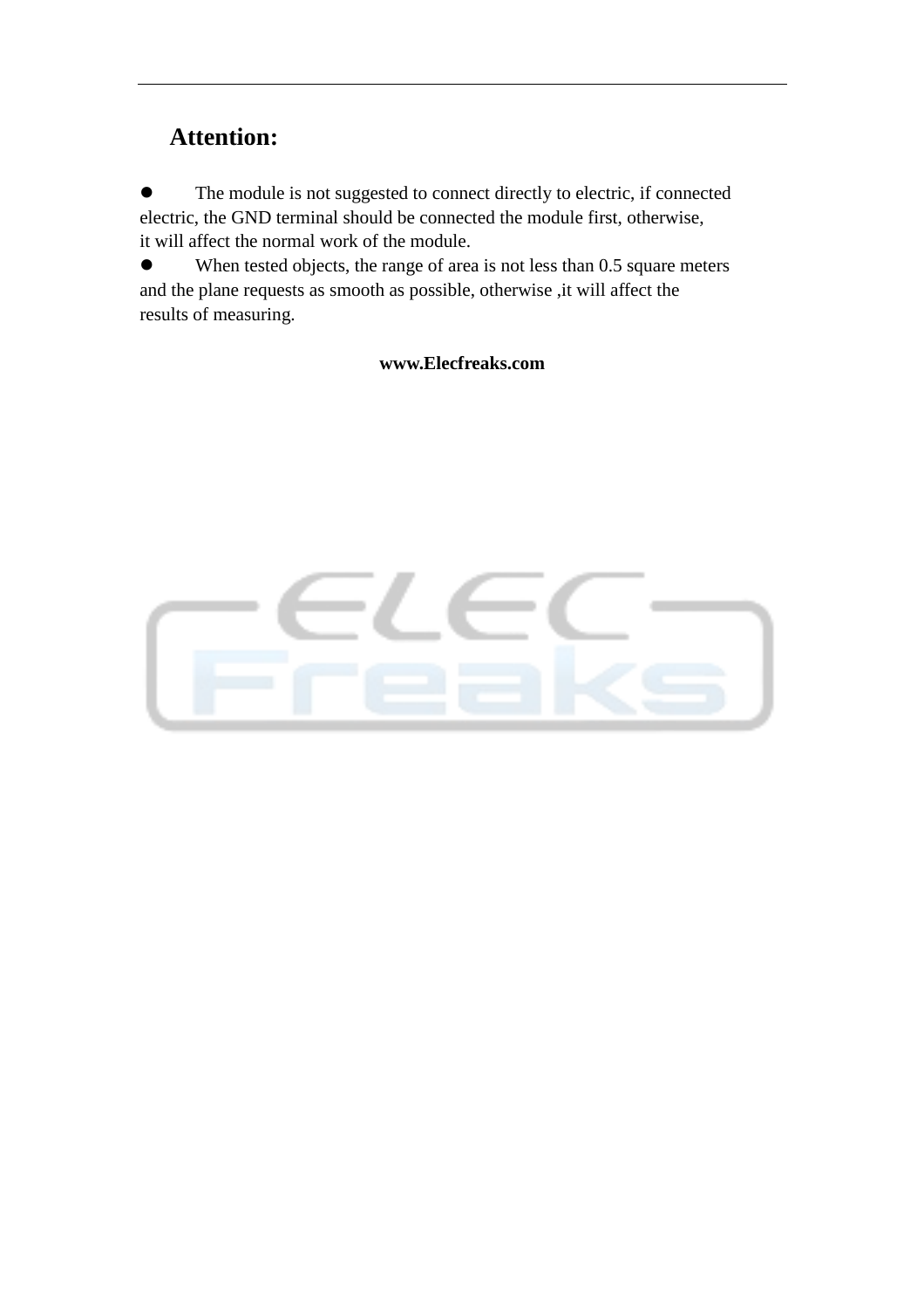## Attention:

- The module is not suggested to connect directly to electric, if connected electric, the GND terminal should be connected the module first, otherwise, it will affect the normal work of the module.
- When tested objects, the range of area is not less than 0.5 square meters and the plane requests as smooth as possible, otherwise ,it will affect the results of measuring.

**www.Elecfreaks.com**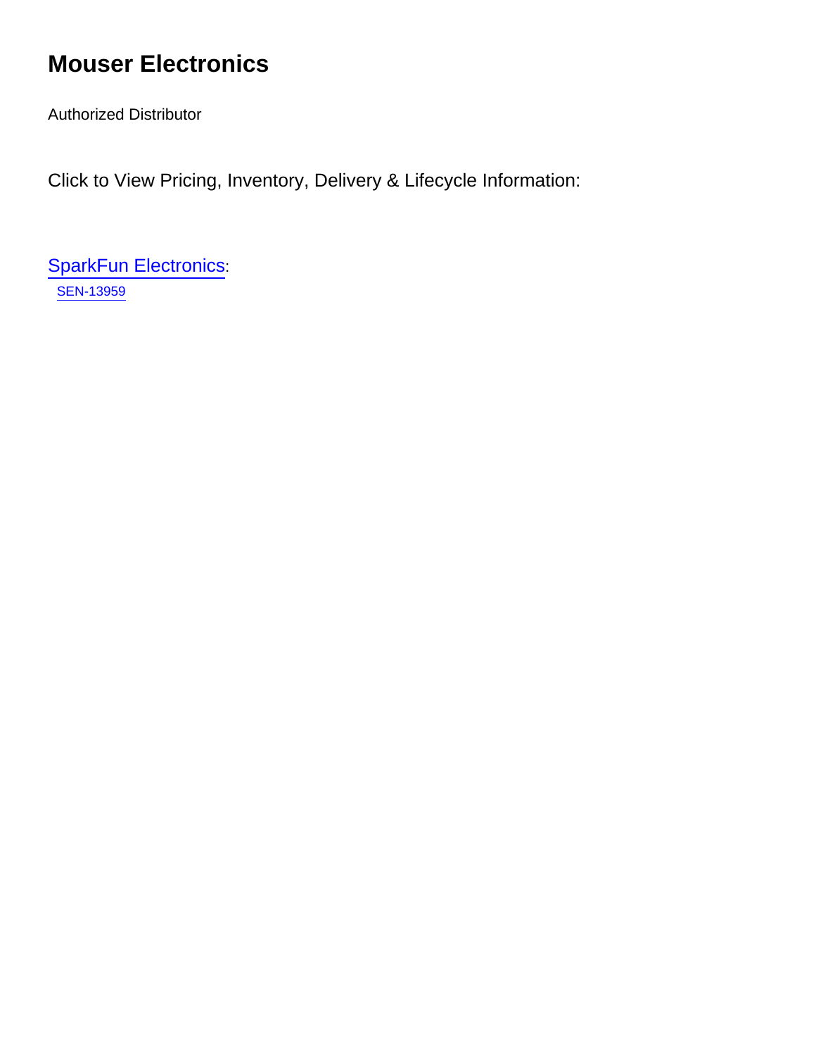# Mouser Electronics

Authorized Distributor

Click to View Pricing, Inventory, Delivery & Lifecycle Information:

SparkFun Electronics:

SEN-13959